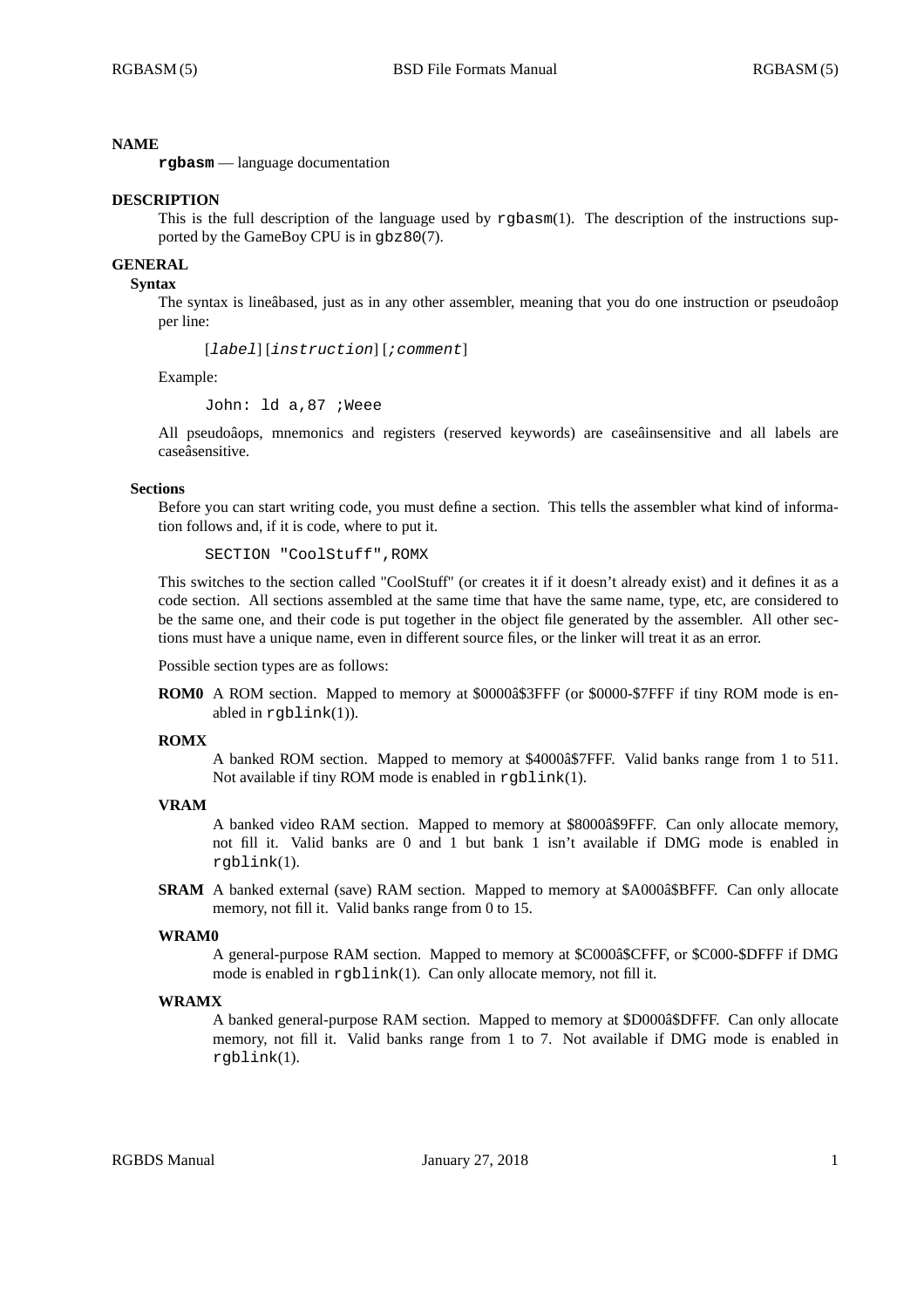# NAME

**rgbasm** — language documentation

# DESCRIPTION

This is the full description of the language used by `rgbasm`(1). The description of the instructions supported by the GameBoy CPU is in `gbz80`(7).

# GENERAL

## Syntax

The syntax is lineâbased, just as in any other assembler, meaning that you do one instruction or pseudoâop per line:

```
[label] [instruction] [;comment]
```

Example:

```
John: ld a,87 ;Weee
```

All pseudoâops, mnemonics and registers (reserved keywords) are caseâinsensitive and all labels are caseâsensitive.

## Sections

Before you can start writing code, you must define a section. This tells the assembler what kind of information follows and, if it is code, where to put it.

```
SECTION "CoolStuff",ROMX
```

This switches to the section called "CoolStuff" (or creates it if it doesn't already exist) and it defines it as a code section. All sections assembled at the same time that have the same name, type, etc, are considered to be the same one, and their code is put together in the object file generated by the assembler. All other sections must have a unique name, even in different source files, or the linker will treat it as an error.

Possible section types are as follows:

**ROM0** A ROM section. Mapped to memory at $0000â$3FFF (or $0000-$7FFF if tiny ROM mode is enabled in `rgblink`(1)).

**ROMX**
A banked ROM section. Mapped to memory at $4000â$7FFF. Valid banks range from 1 to 511. Not available if tiny ROM mode is enabled in `rgblink`(1).

**VRAM**
A banked video RAM section. Mapped to memory at $8000â$9FFF. Can only allocate memory, not fill it. Valid banks are 0 and 1 but bank 1 isn't available if DMG mode is enabled in `rgblink`(1).

**SRAM** A banked external (save) RAM section. Mapped to memory at $A000â$BFFF. Can only allocate memory, not fill it. Valid banks range from 0 to 15.

**WRAM0**
A general-purpose RAM section. Mapped to memory at $C000â$CFFF, or $C000-$DFFF if DMG mode is enabled in `rgblink`(1). Can only allocate memory, not fill it.

**WRAMX**
A banked general-purpose RAM section. Mapped to memory at $D000â$DFFF. Can only allocate memory, not fill it. Valid banks range from 1 to 7. Not available if DMG mode is enabled in `rgblink`(1).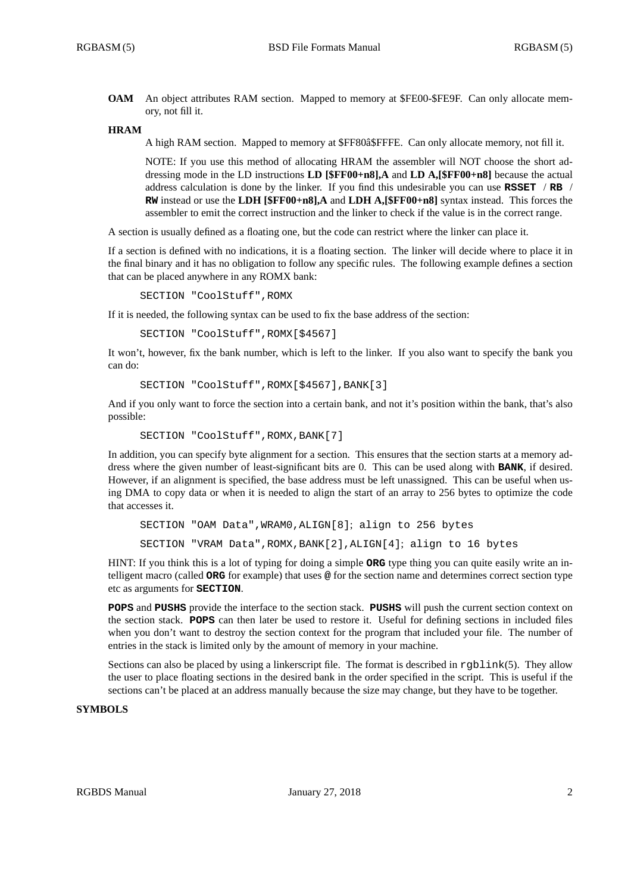**OAM** An object attributes RAM section. Mapped to memory at $FE00-$FE9F. Can only allocate memory, not fill it.

**HRAM**

A high RAM section. Mapped to memory at $FF80â$FFFE. Can only allocate memory, not fill it.

NOTE: If you use this method of allocating HRAM the assembler will NOT choose the short addressing mode in the LD instructions **LD [$FF00+n8],A** and **LD A,[$FF00+n8]** because the actual address calculation is done by the linker. If you find this undesirable you can use **RSSET** / **RB** / **RW** instead or use the **LDH [$FF00+n8],A** and **LDH A,[$FF00+n8]** syntax instead. This forces the assembler to emit the correct instruction and the linker to check if the value is in the correct range.

A section is usually defined as a floating one, but the code can restrict where the linker can place it.

If a section is defined with no indications, it is a floating section. The linker will decide where to place it in the final binary and it has no obligation to follow any specific rules. The following example defines a section that can be placed anywhere in any ROMX bank:

```
SECTION "CoolStuff",ROMX
```

If it is needed, the following syntax can be used to fix the base address of the section:

```
SECTION "CoolStuff",ROMX[$4567]
```

It won't, however, fix the bank number, which is left to the linker. If you also want to specify the bank you can do:

```
SECTION "CoolStuff",ROMX[$4567],BANK[3]
```

And if you only want to force the section into a certain bank, and not it's position within the bank, that's also possible:

```
SECTION "CoolStuff",ROMX,BANK[7]
```

In addition, you can specify byte alignment for a section. This ensures that the section starts at a memory address where the given number of least-significant bits are 0. This can be used along with **BANK**, if desired. However, if an alignment is specified, the base address must be left unassigned. This can be useful when using DMA to copy data or when it is needed to align the start of an array to 256 bytes to optimize the code that accesses it.

```
SECTION "OAM Data",WRAM0,ALIGN[8]; align to 256 bytes

SECTION "VRAM Data",ROMX,BANK[2],ALIGN[4]; align to 16 bytes
```

HINT: If you think this is a lot of typing for doing a simple **ORG** type thing you can quite easily write an intelligent macro (called **ORG** for example) that uses **@** for the section name and determines correct section type etc as arguments for **SECTION**.

**POPS** and **PUSHS** provide the interface to the section stack. **PUSHS** will push the current section context on the section stack. **POPS** can then later be used to restore it. Useful for defining sections in included files when you don't want to destroy the section context for the program that included your file. The number of entries in the stack is limited only by the amount of memory in your machine.

Sections can also be placed by using a linkerscript file. The format is described in rgblink(5). They allow the user to place floating sections in the desired bank in the order specified in the script. This is useful if the sections can't be placed at an address manually because the size may change, but they have to be together.

## SYMBOLS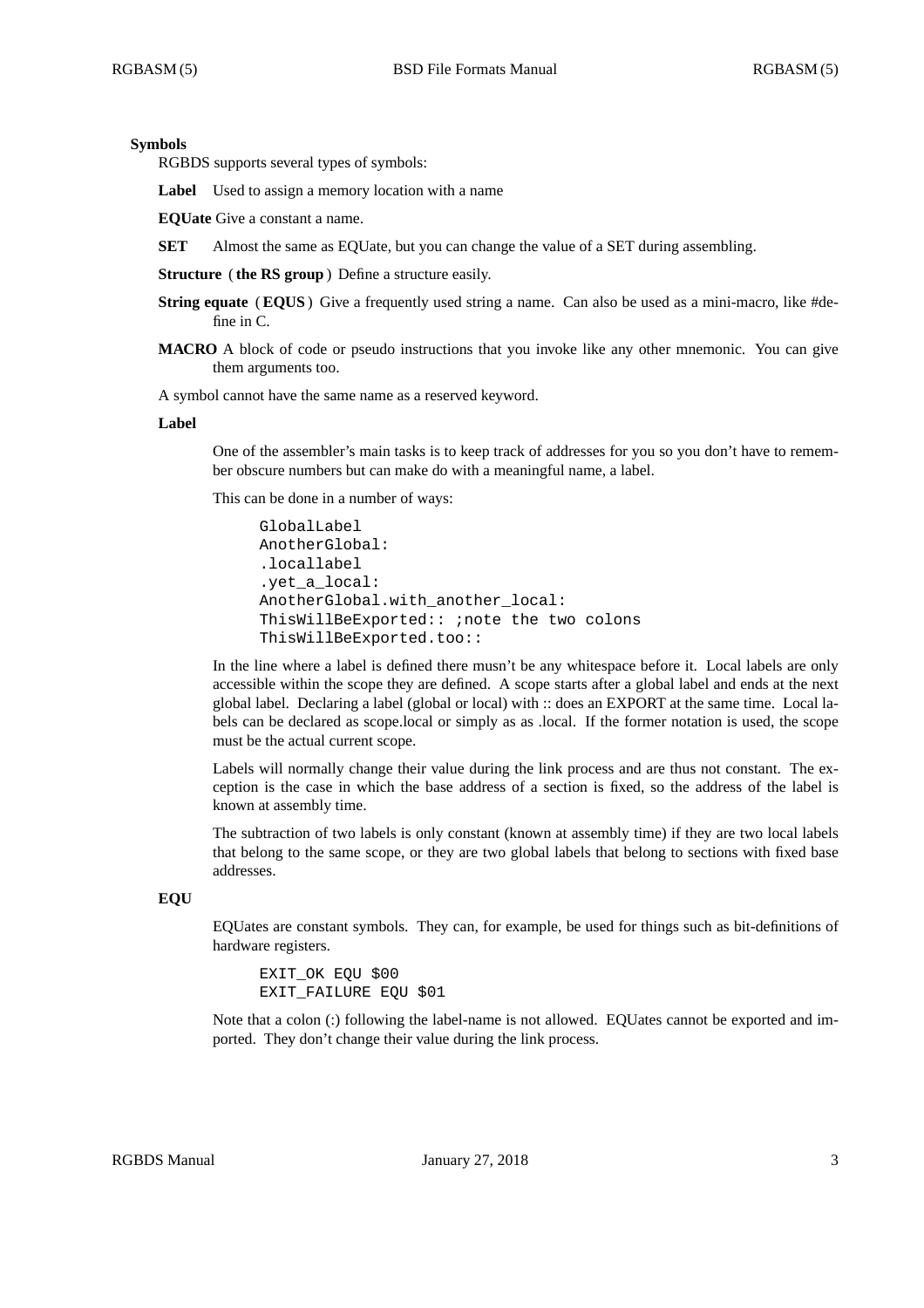### Symbols

RGBDS supports several types of symbols:

**Label** Used to assign a memory location with a name

**EQUate** Give a constant a name.

**SET** Almost the same as EQUate, but you can change the value of a SET during assembling.

**Structure** ( **the RS group** ) Define a structure easily.

**String equate** ( **EQUS** ) Give a frequently used string a name. Can also be used as a mini-macro, like #define in C.

**MACRO** A block of code or pseudo instructions that you invoke like any other mnemonic. You can give them arguments too.

A symbol cannot have the same name as a reserved keyword.

#### Label

One of the assembler's main tasks is to keep track of addresses for you so you don't have to remember obscure numbers but can make do with a meaningful name, a label.

This can be done in a number of ways:

```
GlobalLabel
AnotherGlobal:
.locallabel
.yet_a_local:
AnotherGlobal.with_another_local:
ThisWillBeExported:: ;note the two colons
ThisWillBeExported.too::
```

In the line where a label is defined there musn't be any whitespace before it. Local labels are only accessible within the scope they are defined. A scope starts after a global label and ends at the next global label. Declaring a label (global or local) with :: does an EXPORT at the same time. Local labels can be declared as scope.local or simply as as .local. If the former notation is used, the scope must be the actual current scope.

Labels will normally change their value during the link process and are thus not constant. The exception is the case in which the base address of a section is fixed, so the address of the label is known at assembly time.

The subtraction of two labels is only constant (known at assembly time) if they are two local labels that belong to the same scope, or they are two global labels that belong to sections with fixed base addresses.

#### EQU

EQUates are constant symbols. They can, for example, be used for things such as bit-definitions of hardware registers.

```
EXIT_OK EQU $00
EXIT_FAILURE EQU $01
```

Note that a colon (:) following the label-name is not allowed. EQUates cannot be exported and imported. They don't change their value during the link process.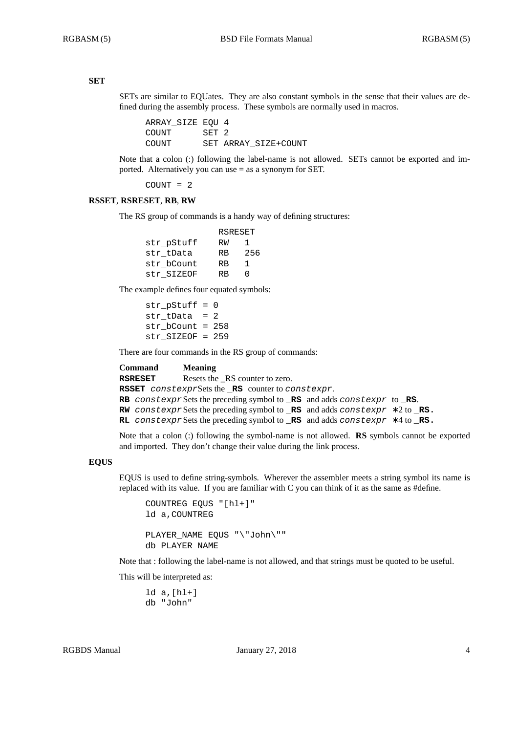### SET

SETs are similar to EQUates. They are also constant symbols in the sense that their values are defined during the assembly process. These symbols are normally used in macros.

```
ARRAY_SIZE EQU 4
COUNT      SET 2
COUNT      SET ARRAY_SIZE+COUNT
```

Note that a colon (:) following the label-name is not allowed. SETs cannot be exported and imported. Alternatively you can use = as a synonym for SET.

```
COUNT = 2
```

### RSSET, RSRESET, RB, RW

The RS group of commands is a handy way of defining structures:

```
              RSRESET
str_pStuff    RW   1
str_tData     RB   256
str_bCount    RB   1
str_SIZEOF    RB   0
```

The example defines four equated symbols:

```
str_pStuff = 0
str_tData  = 2
str_bCount = 258
str_SIZEOF = 259
```

There are four commands in the RS group of commands:

| Command | Meaning |
| --- | --- |
| **RSRESET** | Resets the _RS counter to zero. |
| **RSSET** *constexpr* | Sets the **_RS** counter to *constexpr*. |
| **RB** *constexpr* | Sets the preceding symbol to **_RS** and adds *constexpr* to **_RS**. |
| **RW** *constexpr* | Sets the preceding symbol to **_RS** and adds *constexpr* ∗2 to **_RS.** |
| **RL** *constexpr* | Sets the preceding symbol to **_RS** and adds *constexpr* ∗4 to **_RS.** |

Note that a colon (:) following the symbol-name is not allowed. **RS** symbols cannot be exported and imported. They don't change their value during the link process.

### EQUS

EQUS is used to define string-symbols. Wherever the assembler meets a string symbol its name is replaced with its value. If you are familiar with C you can think of it as the same as #define.

```
COUNTREG EQUS "[hl+]"
ld a,COUNTREG

PLAYER_NAME EQUS "\"John\""
db PLAYER_NAME
```

Note that : following the label-name is not allowed, and that strings must be quoted to be useful.

This will be interpreted as:

```
ld a,[hl+]
db "John"
```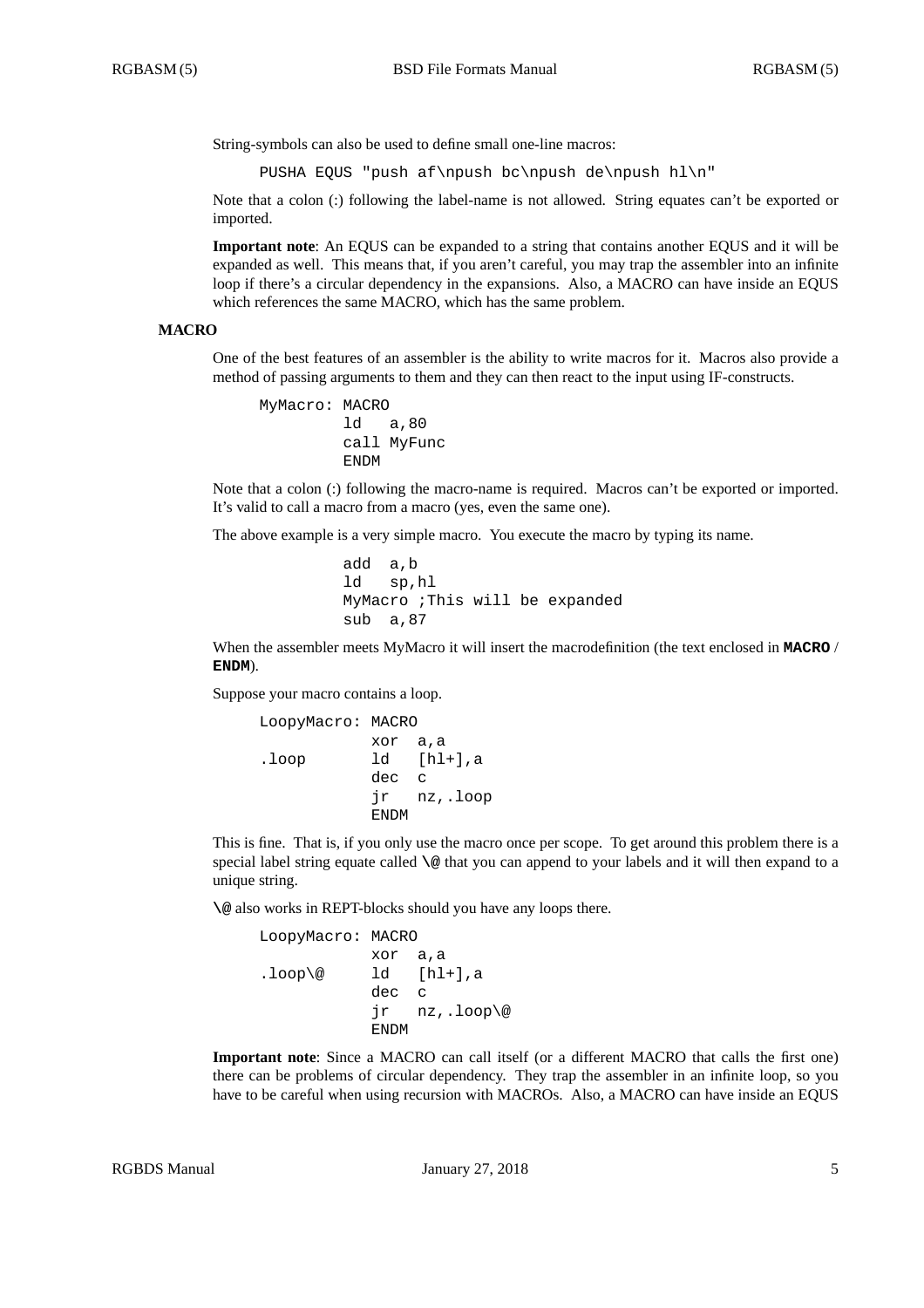String-symbols can also be used to define small one-line macros:

```
PUSHA EQUS "push af\npush bc\npush de\npush hl\n"
```

Note that a colon (:) following the label-name is not allowed. String equates can't be exported or imported.

**Important note**: An EQUS can be expanded to a string that contains another EQUS and it will be expanded as well. This means that, if you aren't careful, you may trap the assembler into an infinite loop if there's a circular dependency in the expansions. Also, a MACRO can have inside an EQUS which references the same MACRO, which has the same problem.

### MACRO

One of the best features of an assembler is the ability to write macros for it. Macros also provide a method of passing arguments to them and they can then react to the input using IF-constructs.

```
MyMacro: MACRO
         ld   a,80
         call MyFunc
         ENDM
```

Note that a colon (:) following the macro-name is required. Macros can't be exported or imported. It's valid to call a macro from a macro (yes, even the same one).

The above example is a very simple macro. You execute the macro by typing its name.

```
         add  a,b
         ld   sp,hl
         MyMacro ;This will be expanded
         sub  a,87
```

When the assembler meets MyMacro it will insert the macrodefinition (the text enclosed in **MACRO** / **ENDM**).

Suppose your macro contains a loop.

```
LoopyMacro: MACRO
            xor  a,a
.loop       ld   [hl+],a
            dec  c
            jr   nz,.loop
            ENDM
```

This is fine. That is, if you only use the macro once per scope. To get around this problem there is a special label string equate called **\@** that you can append to your labels and it will then expand to a unique string.

**\@** also works in REPT-blocks should you have any loops there.

```
LoopyMacro: MACRO
            xor  a,a
.loop\@     ld   [hl+],a
            dec  c
            jr   nz,.loop\@
            ENDM
```

**Important note**: Since a MACRO can call itself (or a different MACRO that calls the first one) there can be problems of circular dependency. They trap the assembler in an infinite loop, so you have to be careful when using recursion with MACROs. Also, a MACRO can have inside an EQUS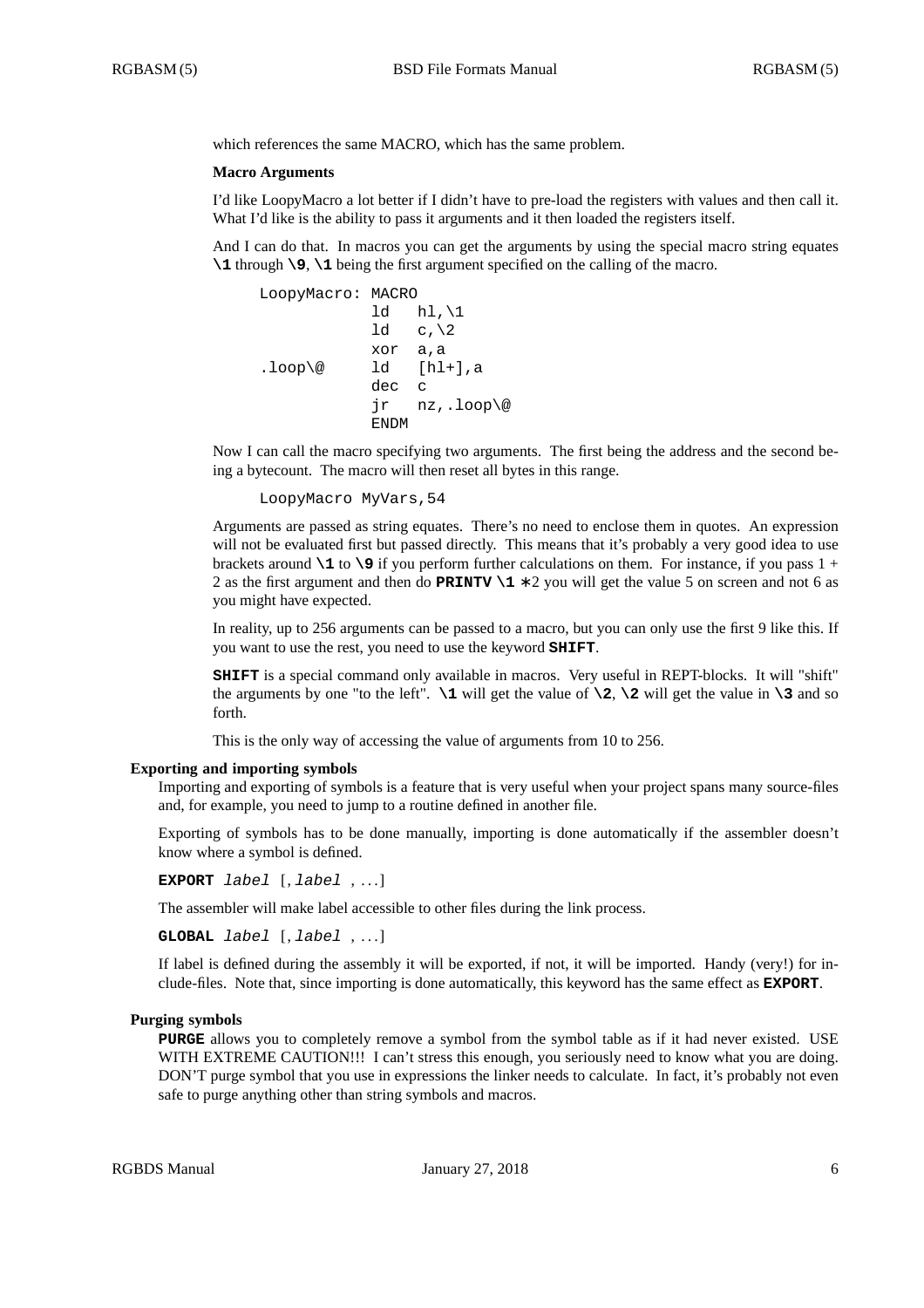which references the same MACRO, which has the same problem.

**Macro Arguments**

I'd like LoopyMacro a lot better if I didn't have to pre-load the registers with values and then call it. What I'd like is the ability to pass it arguments and it then loaded the registers itself.

And I can do that. In macros you can get the arguments by using the special macro string equates **\1** through **\9**, **\1** being the first argument specified on the calling of the macro.

```
LoopyMacro: MACRO
            ld   hl,\1
            ld   c,\2
            xor  a,a
.loop\@     ld   [hl+],a
            dec  c
            jr   nz,.loop\@
            ENDM
```

Now I can call the macro specifying two arguments. The first being the address and the second being a bytecount. The macro will then reset all bytes in this range.

```
LoopyMacro MyVars,54
```

Arguments are passed as string equates. There's no need to enclose them in quotes. An expression will not be evaluated first but passed directly. This means that it's probably a very good idea to use brackets around **\1** to **\9** if you perform further calculations on them. For instance, if you pass 1 + 2 as the first argument and then do **PRINTV \1 ***2 you will get the value 5 on screen and not 6 as you might have expected.

In reality, up to 256 arguments can be passed to a macro, but you can only use the first 9 like this. If you want to use the rest, you need to use the keyword **SHIFT**.

**SHIFT** is a special command only available in macros. Very useful in REPT-blocks. It will "shift" the arguments by one "to the left". **\1** will get the value of **\2**, **\2** will get the value in **\3** and so forth.

This is the only way of accessing the value of arguments from 10 to 256.

### Exporting and importing symbols

Importing and exporting of symbols is a feature that is very useful when your project spans many source-files and, for example, you need to jump to a routine defined in another file.

Exporting of symbols has to be done manually, importing is done automatically if the assembler doesn't know where a symbol is defined.

**EXPORT** *label* [, *label* , ...]

The assembler will make label accessible to other files during the link process.

**GLOBAL** *label* [, *label* , ...]

If label is defined during the assembly it will be exported, if not, it will be imported. Handy (very!) for include-files. Note that, since importing is done automatically, this keyword has the same effect as **EXPORT**.

### Purging symbols

**PURGE** allows you to completely remove a symbol from the symbol table as if it had never existed. USE WITH EXTREME CAUTION!!! I can't stress this enough, you seriously need to know what you are doing. DON'T purge symbol that you use in expressions the linker needs to calculate. In fact, it's probably not even safe to purge anything other than string symbols and macros.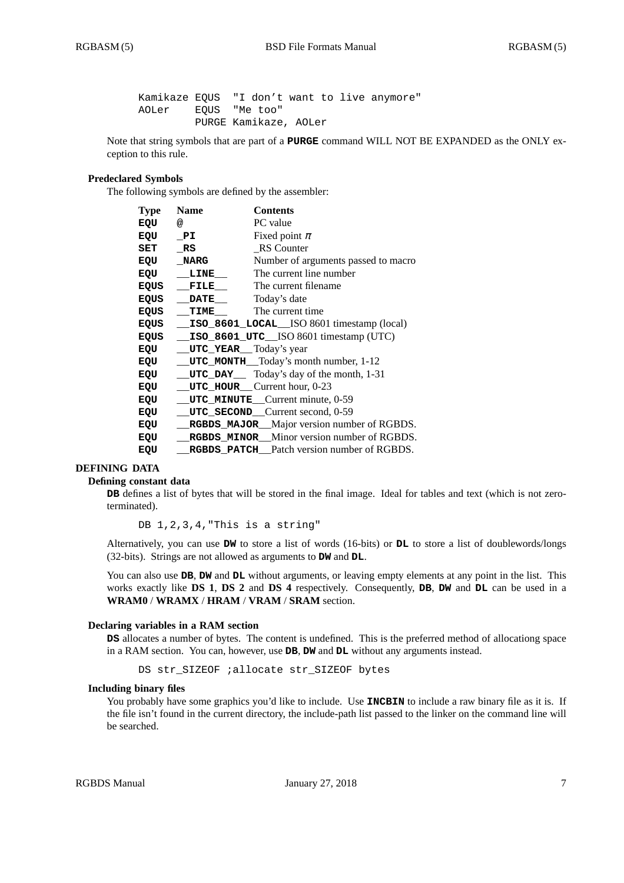```
Kamikaze EQUS  "I don't want to live anymore"
AOLer    EQUS  "Me too"
         PURGE Kamikaze, AOLer
```

Note that string symbols that are part of a **PURGE** command WILL NOT BE EXPANDED as the ONLY exception to this rule.

### Predeclared Symbols

The following symbols are defined by the assembler:

| Type | Name | Contents |
|---|---|---|
| **EQU** | **@** | PC value |
| **EQU** | **_PI** | Fixed point $\pi$ |
| **SET** | **_RS** | _RS Counter |
| **EQU** | **_NARG** | Number of arguments passed to macro |
| **EQU** | **__LINE__** | The current line number |
| **EQUS** | **__FILE__** | The current filename |
| **EQUS** | **__DATE__** | Today's date |
| **EQUS** | **__TIME__** | The current time |
| **EQUS** | **__ISO_8601_LOCAL__** | ISO 8601 timestamp (local) |
| **EQUS** | **__ISO_8601_UTC__** | ISO 8601 timestamp (UTC) |
| **EQU** | **__UTC_YEAR__** | Today's year |
| **EQU** | **__UTC_MONTH__** | Today's month number, 1-12 |
| **EQU** | **__UTC_DAY__** | Today's day of the month, 1-31 |
| **EQU** | **__UTC_HOUR__** | Current hour, 0-23 |
| **EQU** | **__UTC_MINUTE__** | Current minute, 0-59 |
| **EQU** | **__UTC_SECOND__** | Current second, 0-59 |
| **EQU** | **__RGBDS_MAJOR__** | Major version number of RGBDS. |
| **EQU** | **__RGBDS_MINOR__** | Minor version number of RGBDS. |
| **EQU** | **__RGBDS_PATCH__** | Patch version number of RGBDS. |

## DEFINING DATA

### Defining constant data

**DB** defines a list of bytes that will be stored in the final image. Ideal for tables and text (which is not zero-terminated).

```
DB 1,2,3,4,"This is a string"
```

Alternatively, you can use **DW** to store a list of words (16-bits) or **DL** to store a list of doublewords/longs (32-bits). Strings are not allowed as arguments to **DW** and **DL**.

You can also use **DB**, **DW** and **DL** without arguments, or leaving empty elements at any point in the list. This works exactly like **DS 1**, **DS 2** and **DS 4** respectively. Consequently, **DB**, **DW** and **DL** can be used in a **WRAM0** / **WRAMX** / **HRAM** / **VRAM** / **SRAM** section.

### Declaring variables in a RAM section

**DS** allocates a number of bytes. The content is undefined. This is the preferred method of allocationg space in a RAM section. You can, however, use **DB**, **DW** and **DL** without any arguments instead.

```
DS str_SIZEOF ;allocate str_SIZEOF bytes
```

### Including binary files

You probably have some graphics you'd like to include. Use **INCBIN** to include a raw binary file as it is. If the file isn't found in the current directory, the include-path list passed to the linker on the command line will be searched.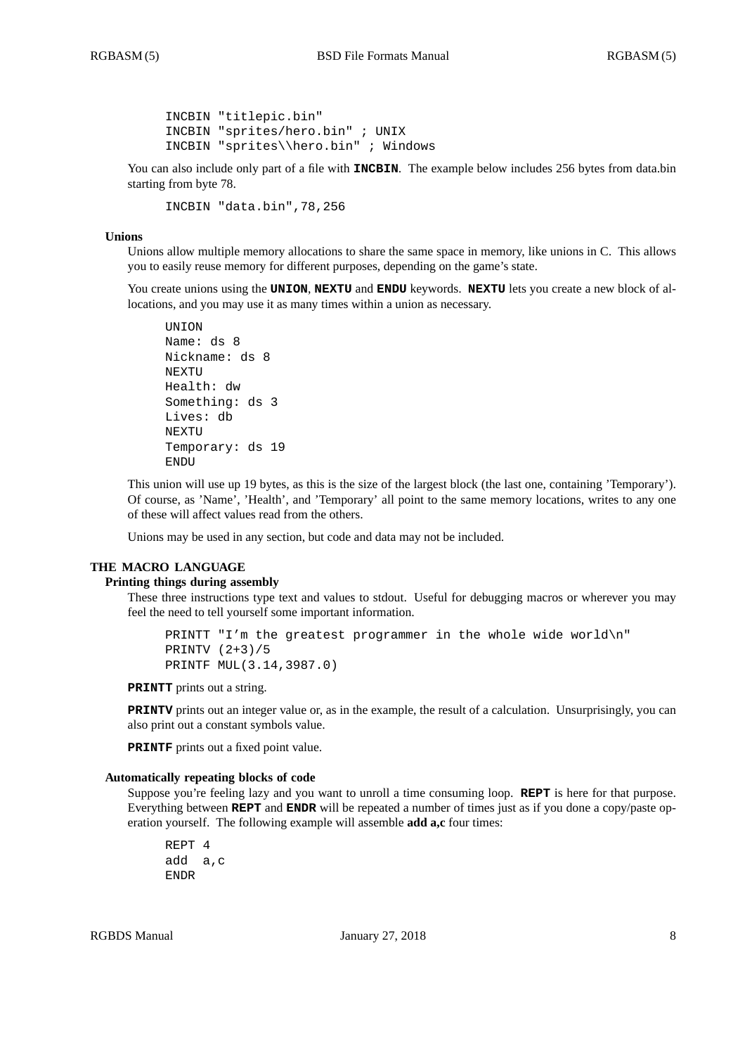```
INCBIN "titlepic.bin"
INCBIN "sprites/hero.bin" ; UNIX
INCBIN "sprites\\hero.bin" ; Windows
```

You can also include only part of a file with **INCBIN**. The example below includes 256 bytes from data.bin starting from byte 78.

```
INCBIN "data.bin",78,256
```

### Unions

Unions allow multiple memory allocations to share the same space in memory, like unions in C. This allows you to easily reuse memory for different purposes, depending on the game's state.

You create unions using the **UNION**, **NEXTU** and **ENDU** keywords. **NEXTU** lets you create a new block of allocations, and you may use it as many times within a union as necessary.

```
UNION
Name: ds 8
Nickname: ds 8
NEXTU
Health: dw
Something: ds 3
Lives: db
NEXTU
Temporary: ds 19
ENDU
```

This union will use up 19 bytes, as this is the size of the largest block (the last one, containing 'Temporary'). Of course, as 'Name', 'Health', and 'Temporary' all point to the same memory locations, writes to any one of these will affect values read from the others.

Unions may be used in any section, but code and data may not be included.

## THE MACRO LANGUAGE

### Printing things during assembly

These three instructions type text and values to stdout. Useful for debugging macros or wherever you may feel the need to tell yourself some important information.

```
PRINTT "I'm the greatest programmer in the whole wide world\n"
PRINTV (2+3)/5
PRINTF MUL(3.14,3987.0)
```

**PRINTT** prints out a string.

**PRINTV** prints out an integer value or, as in the example, the result of a calculation. Unsurprisingly, you can also print out a constant symbols value.

**PRINTF** prints out a fixed point value.

### Automatically repeating blocks of code

Suppose you're feeling lazy and you want to unroll a time consuming loop. **REPT** is here for that purpose. Everything between **REPT** and **ENDR** will be repeated a number of times just as if you done a copy/paste operation yourself. The following example will assemble **add a,c** four times:

```
REPT 4
add  a,c
ENDR
```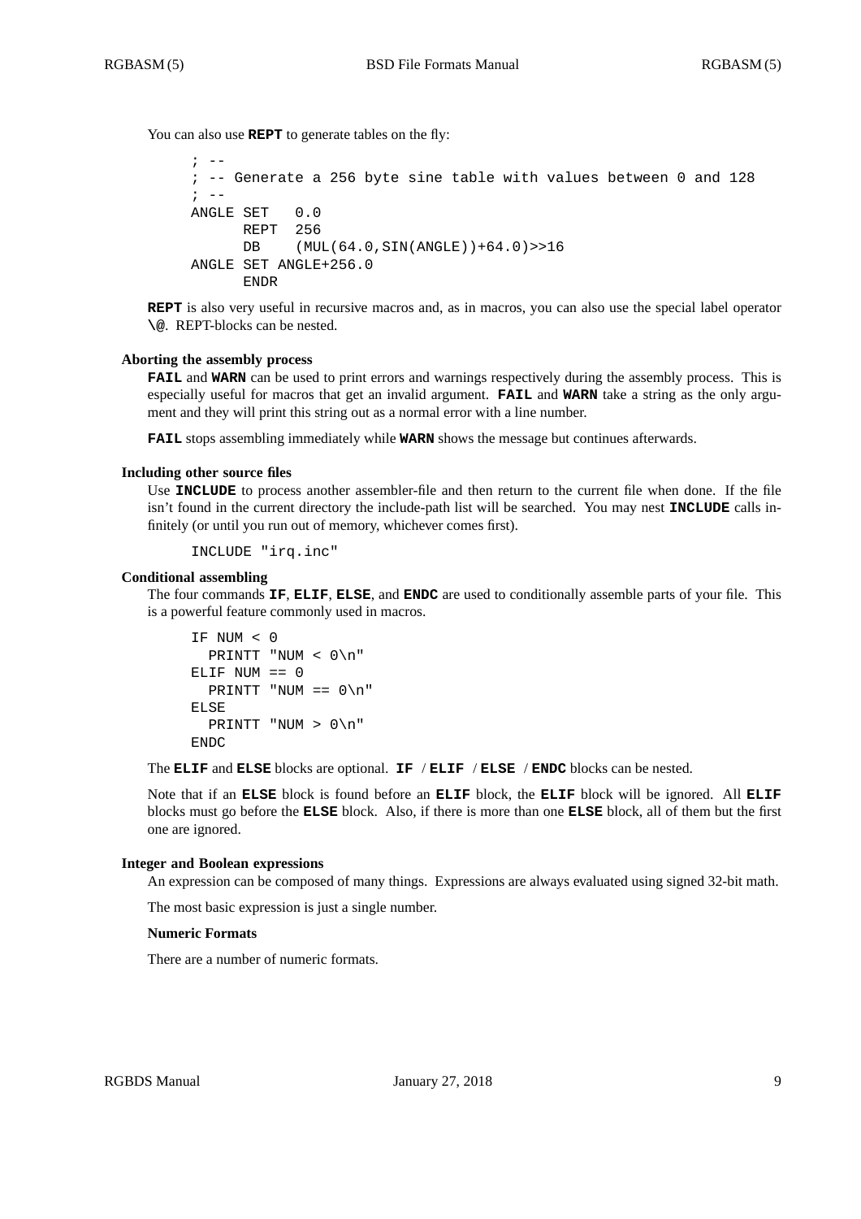You can also use **REPT** to generate tables on the fly:

```
; --
; -- Generate a 256 byte sine table with values between 0 and 128
; --
ANGLE SET   0.0
      REPT  256
      DB    (MUL(64.0,SIN(ANGLE))+64.0)>>16
ANGLE SET ANGLE+256.0
      ENDR
```

**REPT** is also very useful in recursive macros and, as in macros, you can also use the special label operator **\@**. REPT-blocks can be nested.

### Aborting the assembly process

**FAIL** and **WARN** can be used to print errors and warnings respectively during the assembly process. This is especially useful for macros that get an invalid argument. **FAIL** and **WARN** take a string as the only argument and they will print this string out as a normal error with a line number.

**FAIL** stops assembling immediately while **WARN** shows the message but continues afterwards.

### Including other source files

Use **INCLUDE** to process another assembler-file and then return to the current file when done. If the file isn't found in the current directory the include-path list will be searched. You may nest **INCLUDE** calls infinitely (or until you run out of memory, whichever comes first).

```
INCLUDE "irq.inc"
```

### Conditional assembling

The four commands **IF**, **ELIF**, **ELSE**, and **ENDC** are used to conditionally assemble parts of your file. This is a powerful feature commonly used in macros.

```
IF NUM < 0
  PRINTT "NUM < 0\n"
ELIF NUM == 0
  PRINTT "NUM == 0\n"
ELSE
  PRINTT "NUM > 0\n"
ENDC
```

The **ELIF** and **ELSE** blocks are optional. **IF** / **ELIF** / **ELSE** / **ENDC** blocks can be nested.

Note that if an **ELSE** block is found before an **ELIF** block, the **ELIF** block will be ignored. All **ELIF** blocks must go before the **ELSE** block. Also, if there is more than one **ELSE** block, all of them but the first one are ignored.

### Integer and Boolean expressions

An expression can be composed of many things. Expressions are always evaluated using signed 32-bit math.

The most basic expression is just a single number.

#### Numeric Formats

There are a number of numeric formats.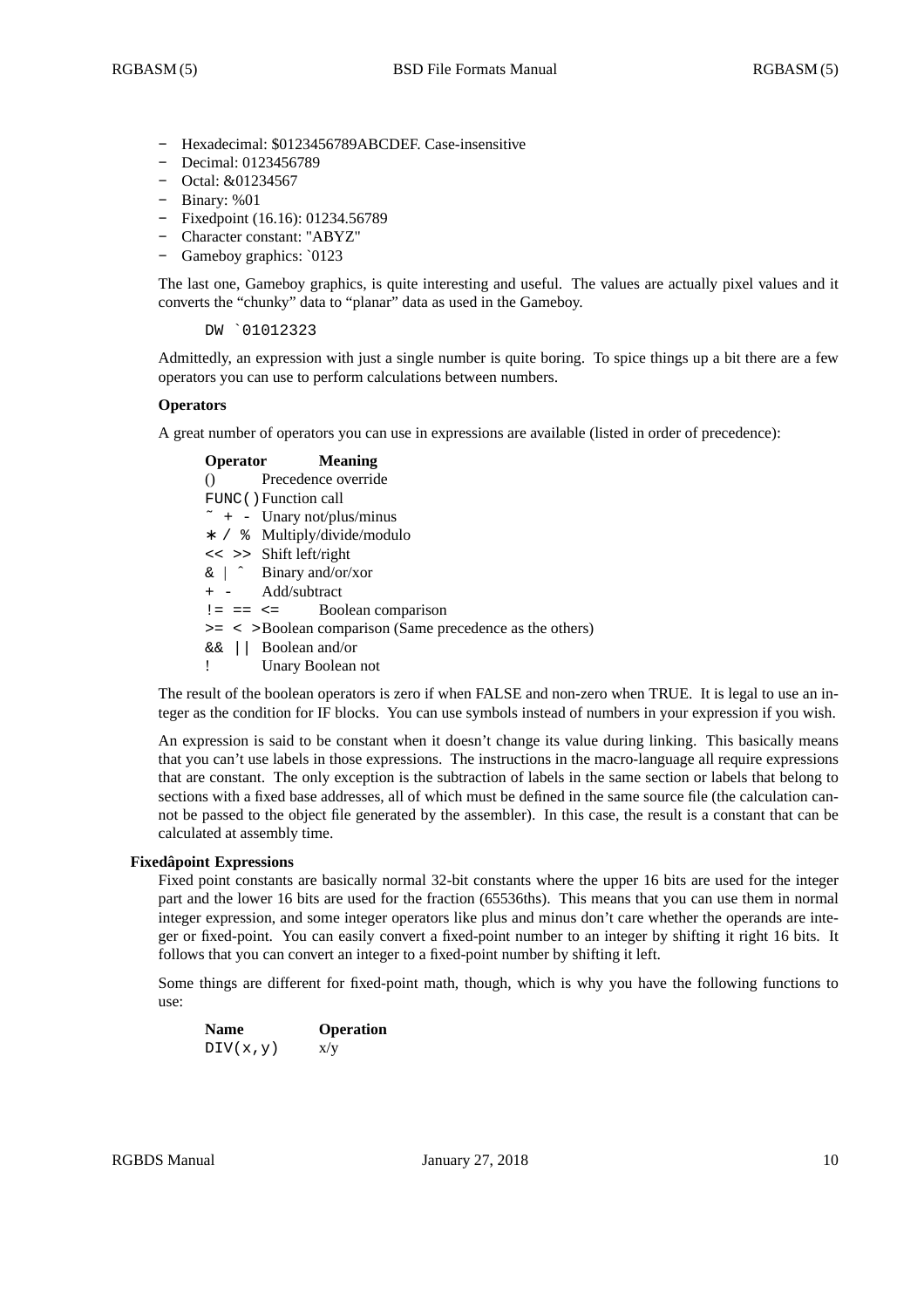- Hexadecimal: $0123456789ABCDEF. Case-insensitive
- Decimal: 0123456789
- Octal: &01234567
- Binary: %01
- Fixedpoint (16.16): 01234.56789
- Character constant: "ABYZ"
- Gameboy graphics: `0123

The last one, Gameboy graphics, is quite interesting and useful. The values are actually pixel values and it converts the "chunky" data to "planar" data as used in the Gameboy.

```
DW `01012323
```

Admittedly, an expression with just a single number is quite boring. To spice things up a bit there are a few operators you can use to perform calculations between numbers.

**Operators**

A great number of operators you can use in expressions are available (listed in order of precedence):

| Operator | Meaning |
| --- | --- |
| () | Precedence override |
| FUNC() | Function call |
| ~ + - | Unary not/plus/minus |
| * / % | Multiply/divide/modulo |
| << >> | Shift left/right |
| & \| ^ | Binary and/or/xor |
| + - | Add/subtract |
| != == <= | Boolean comparison |
| >= < > | Boolean comparison (Same precedence as the others) |
| && \|\| | Boolean and/or |
| ! | Unary Boolean not |

The result of the boolean operators is zero if when FALSE and non-zero when TRUE. It is legal to use an integer as the condition for IF blocks. You can use symbols instead of numbers in your expression if you wish.

An expression is said to be constant when it doesn't change its value during linking. This basically means that you can't use labels in those expressions. The instructions in the macro-language all require expressions that are constant. The only exception is the subtraction of labels in the same section or labels that belong to sections with a fixed base addresses, all of which must be defined in the same source file (the calculation cannot be passed to the object file generated by the assembler). In this case, the result is a constant that can be calculated at assembly time.

### Fixedâpoint Expressions

Fixed point constants are basically normal 32-bit constants where the upper 16 bits are used for the integer part and the lower 16 bits are used for the fraction (65536ths). This means that you can use them in normal integer expression, and some integer operators like plus and minus don't care whether the operands are integer or fixed-point. You can easily convert a fixed-point number to an integer by shifting it right 16 bits. It follows that you can convert an integer to a fixed-point number by shifting it left.

Some things are different for fixed-point math, though, which is why you have the following functions to use:

| Name | Operation |
| --- | --- |
| DIV(x,y) | x/y |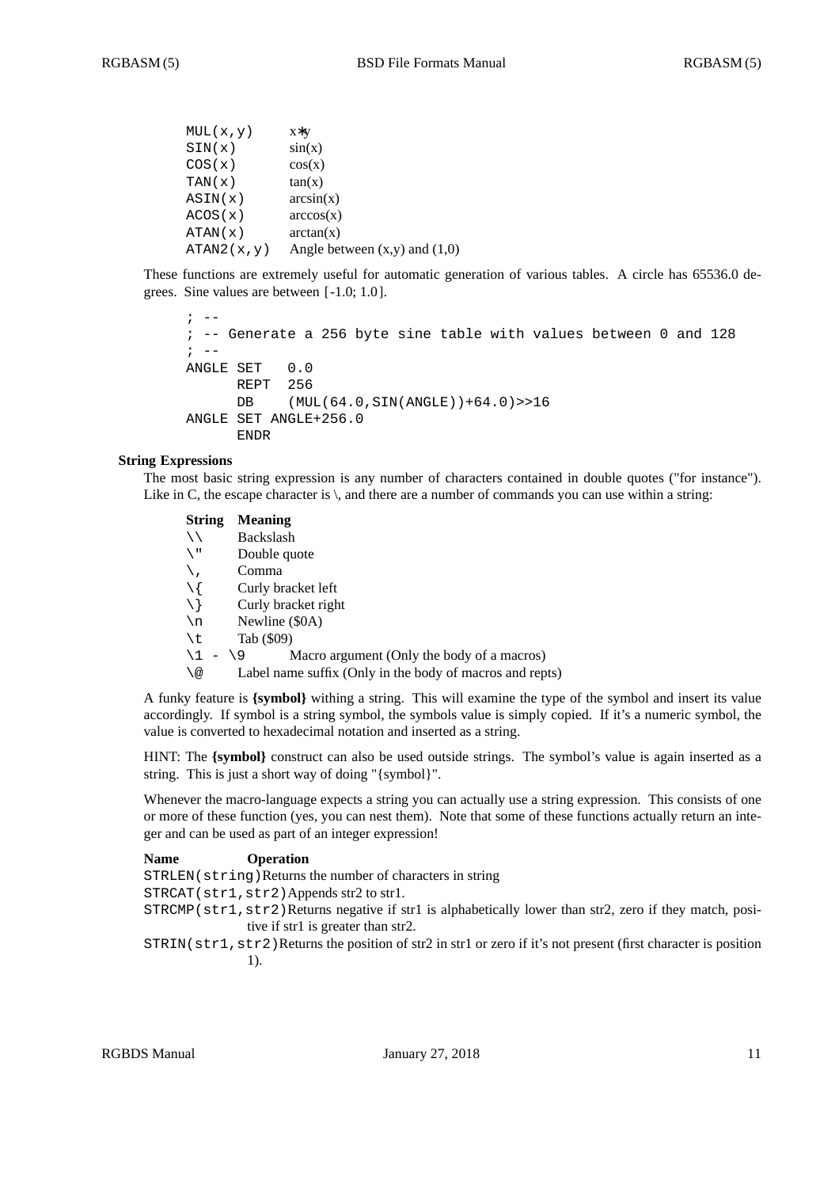| | |
|---|---|
| `MUL(x,y)` | x*y |
| `SIN(x)` | sin(x) |
| `COS(x)` | cos(x) |
| `TAN(x)` | tan(x) |
| `ASIN(x)` | arcsin(x) |
| `ACOS(x)` | arccos(x) |
| `ATAN(x)` | arctan(x) |
| `ATAN2(x,y)` | Angle between (x,y) and (1,0) |

These functions are extremely useful for automatic generation of various tables. A circle has 65536.0 degrees. Sine values are between [-1.0; 1.0].

```
; --
; -- Generate a 256 byte sine table with values between 0 and 128
; --
ANGLE SET   0.0
      REPT  256
      DB    (MUL(64.0,SIN(ANGLE))+64.0)>>16
ANGLE SET ANGLE+256.0
      ENDR
```

### String Expressions

The most basic string expression is any number of characters contained in double quotes ("for instance"). Like in C, the escape character is \, and there are a number of commands you can use within a string:

| String | Meaning |
|---|---|
| `\\` | Backslash |
| `\"` | Double quote |
| `\,` | Comma |
| `\{` | Curly bracket left |
| `\}` | Curly bracket right |
| `\n` | Newline ($0A) |
| `\t` | Tab ($09) |
| `\1 - \9` | Macro argument (Only the body of a macros) |
| `\@` | Label name suffix (Only in the body of macros and repts) |

A funky feature is **{symbol}** withing a string. This will examine the type of the symbol and insert its value accordingly. If symbol is a string symbol, the symbols value is simply copied. If it's a numeric symbol, the value is converted to hexadecimal notation and inserted as a string.

HINT: The **{symbol}** construct can also be used outside strings. The symbol's value is again inserted as a string. This is just a short way of doing "{symbol}".

Whenever the macro-language expects a string you can actually use a string expression. This consists of one or more of these function (yes, you can nest them). Note that some of these functions actually return an integer and can be used as part of an integer expression!

| Name | Operation |
|---|---|
| `STRLEN(string)` | Returns the number of characters in string |
| `STRCAT(str1,str2)` | Appends str2 to str1. |
| `STRCMP(str1,str2)` | Returns negative if str1 is alphabetically lower than str2, zero if they match, positive if str1 is greater than str2. |
| `STRIN(str1,str2)` | Returns the position of str2 in str1 or zero if it's not present (first character is position 1). |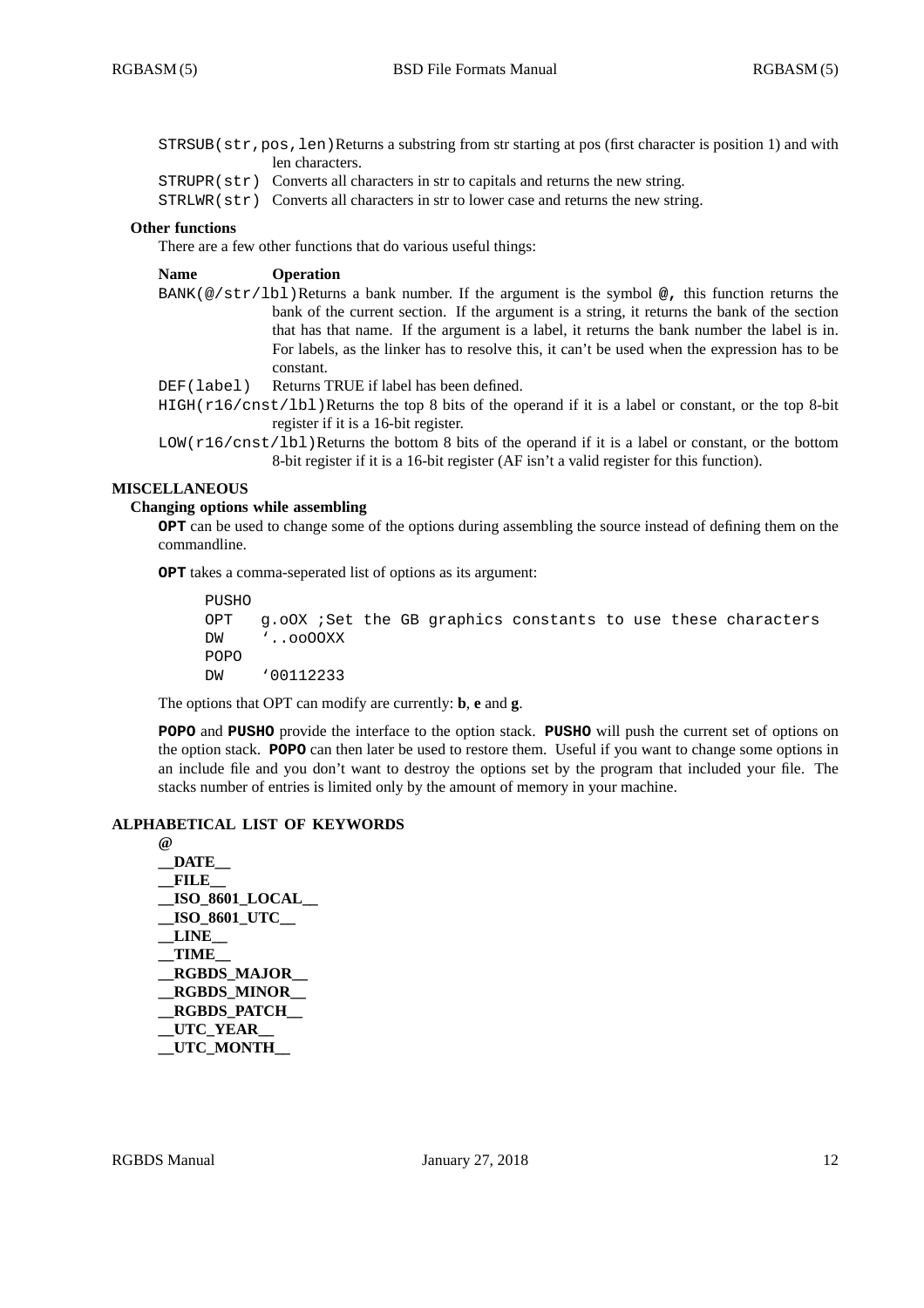`STRSUB(str,pos,len)` Returns a substring from str starting at pos (first character is position 1) and with len characters.

`STRUPR(str)` Converts all characters in str to capitals and returns the new string.

`STRLWR(str)` Converts all characters in str to lower case and returns the new string.

### Other functions

There are a few other functions that do various useful things:

| Name | Operation |
|---|---|
| `BANK(@/str/lbl)` | Returns a bank number. If the argument is the symbol **@,** this function returns the bank of the current section. If the argument is a string, it returns the bank of the section that has that name. If the argument is a label, it returns the bank number the label is in. For labels, as the linker has to resolve this, it can't be used when the expression has to be constant. |
| `DEF(label)` | Returns TRUE if label has been defined. |
| `HIGH(r16/cnst/lbl)` | Returns the top 8 bits of the operand if it is a label or constant, or the top 8-bit register if it is a 16-bit register. |
| `LOW(r16/cnst/lbl)` | Returns the bottom 8 bits of the operand if it is a label or constant, or the bottom 8-bit register if it is a 16-bit register (AF isn't a valid register for this function). |

## MISCELLANEOUS

### Changing options while assembling

**OPT** can be used to change some of the options during assembling the source instead of defining them on the commandline.

**OPT** takes a comma-seperated list of options as its argument:

```
PUSHO
OPT   g.oOX ;Set the GB graphics constants to use these characters
DW    `..ooOOXX
POPO
DW    `00112233
```

The options that OPT can modify are currently: **b**, **e** and **g**.

**POPO** and **PUSHO** provide the interface to the option stack. **PUSHO** will push the current set of options on the option stack. **POPO** can then later be used to restore them. Useful if you want to change some options in an include file and you don't want to destroy the options set by the program that included your file. The stacks number of entries is limited only by the amount of memory in your machine.

## ALPHABETICAL LIST OF KEYWORDS

**@**
**__DATE__**
**__FILE__**
**__ISO_8601_LOCAL__**
**__ISO_8601_UTC__**
**__LINE__**
**__TIME__**
**__RGBDS_MAJOR__**
**__RGBDS_MINOR__**
**__RGBDS_PATCH__**
**__UTC_YEAR__**
**__UTC_MONTH__**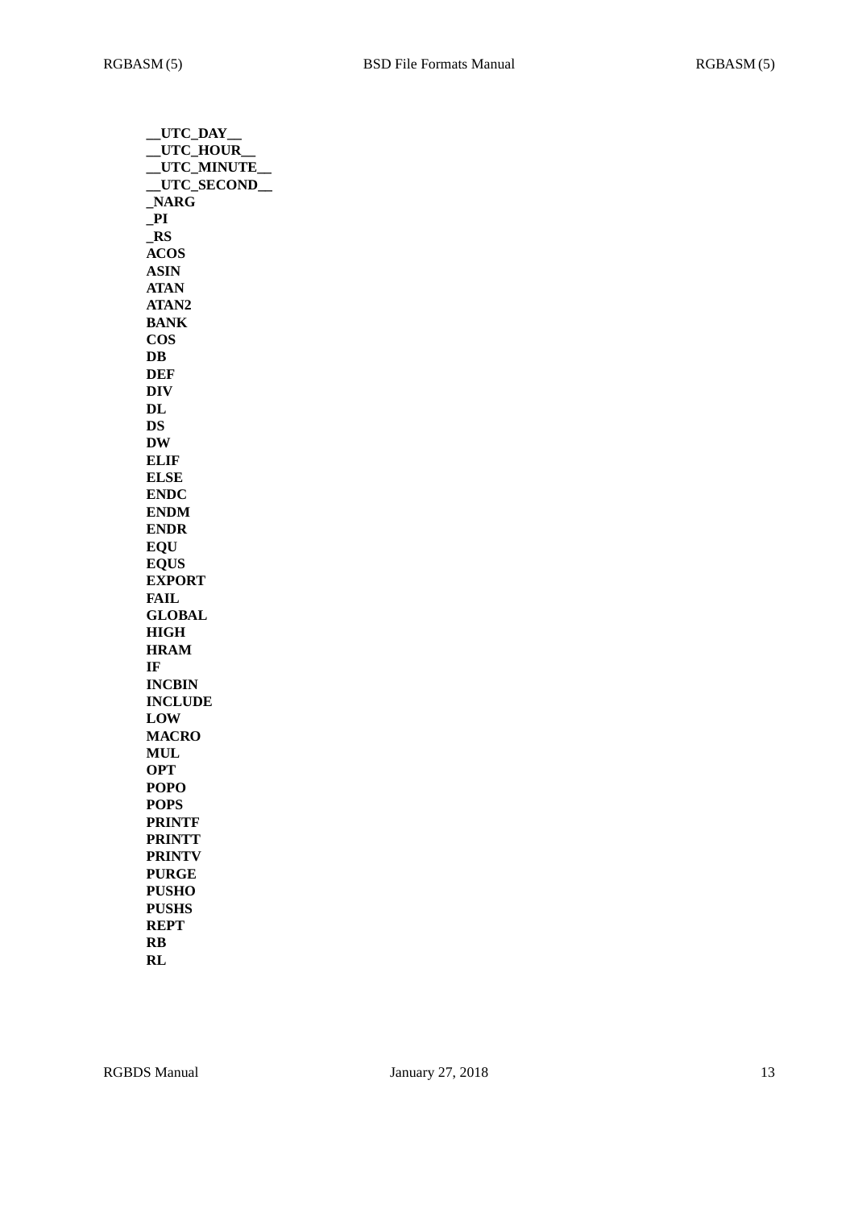**__UTC_DAY__**
**__UTC_HOUR__**
**__UTC_MINUTE__**
**__UTC_SECOND__**
**_NARG**
**_PI**
**_RS**
**ACOS**
**ASIN**
**ATAN**
**ATAN2**
**BANK**
**COS**
**DB**
**DEF**
**DIV**
**DL**
**DS**
**DW**
**ELIF**
**ELSE**
**ENDC**
**ENDM**
**ENDR**
**EQU**
**EQUS**
**EXPORT**
**FAIL**
**GLOBAL**
**HIGH**
**HRAM**
**IF**
**INCBIN**
**INCLUDE**
**LOW**
**MACRO**
**MUL**
**OPT**
**POPO**
**POPS**
**PRINTF**
**PRINTT**
**PRINTV**
**PURGE**
**PUSHO**
**PUSHS**
**REPT**
**RB**
**RL**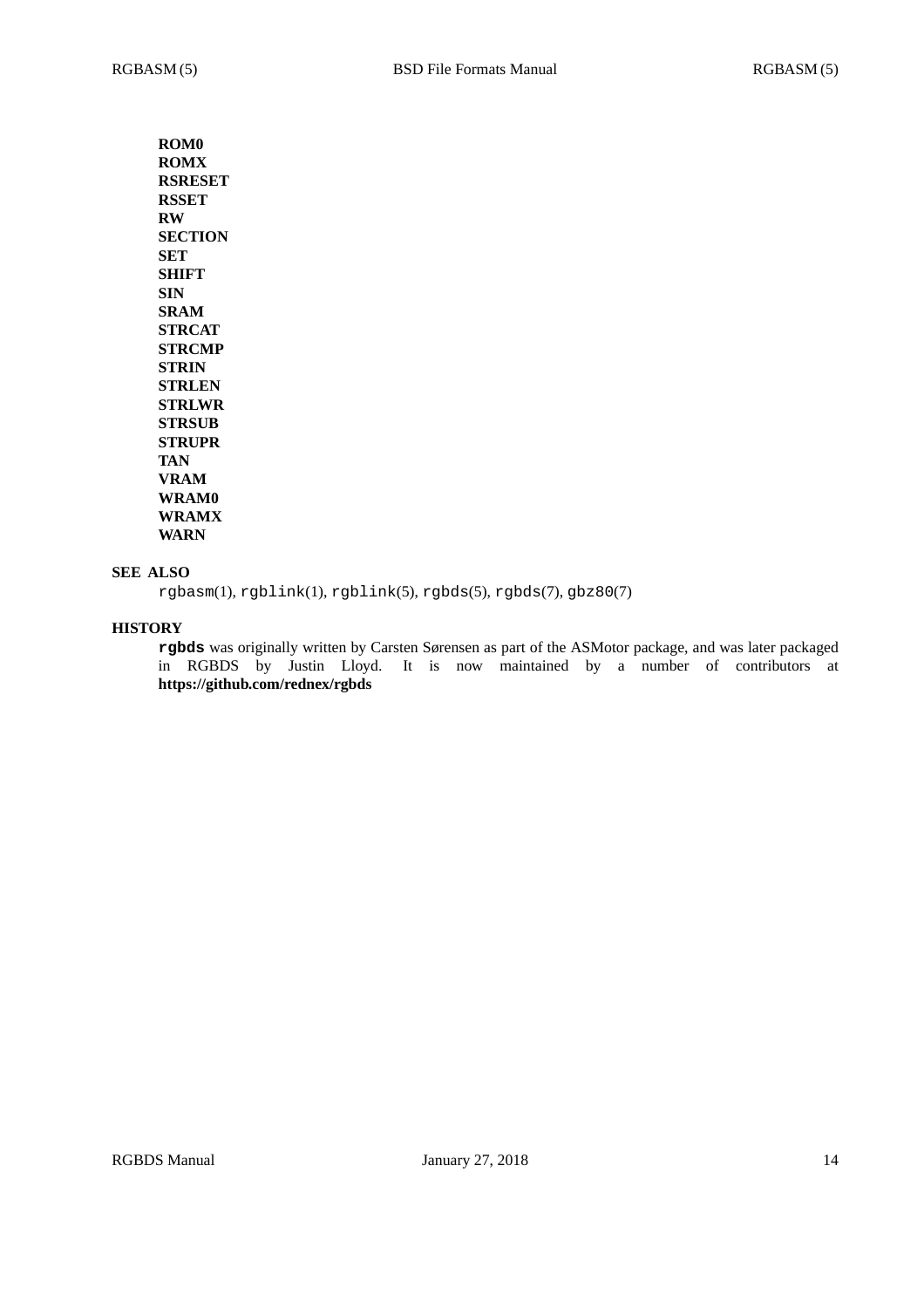**ROM0**
**ROMX**
**RSRESET**
**RSSET**
**RW**
**SECTION**
**SET**
**SHIFT**
**SIN**
**SRAM**
**STRCAT**
**STRCMP**
**STRIN**
**STRLEN**
**STRLWR**
**STRSUB**
**STRUPR**
**TAN**
**VRAM**
**WRAM0**
**WRAMX**
**WARN**

## SEE ALSO

`rgbasm`(1), `rgblink`(1), `rgblink`(5), `rgbds`(5), `rgbds`(7), `gbz80`(7)

## HISTORY

**`rgbds`** was originally written by Carsten Sørensen as part of the ASMotor package, and was later packaged in RGBDS by Justin Lloyd. It is now maintained by a number of contributors at **https://github.com/rednex/rgbds**